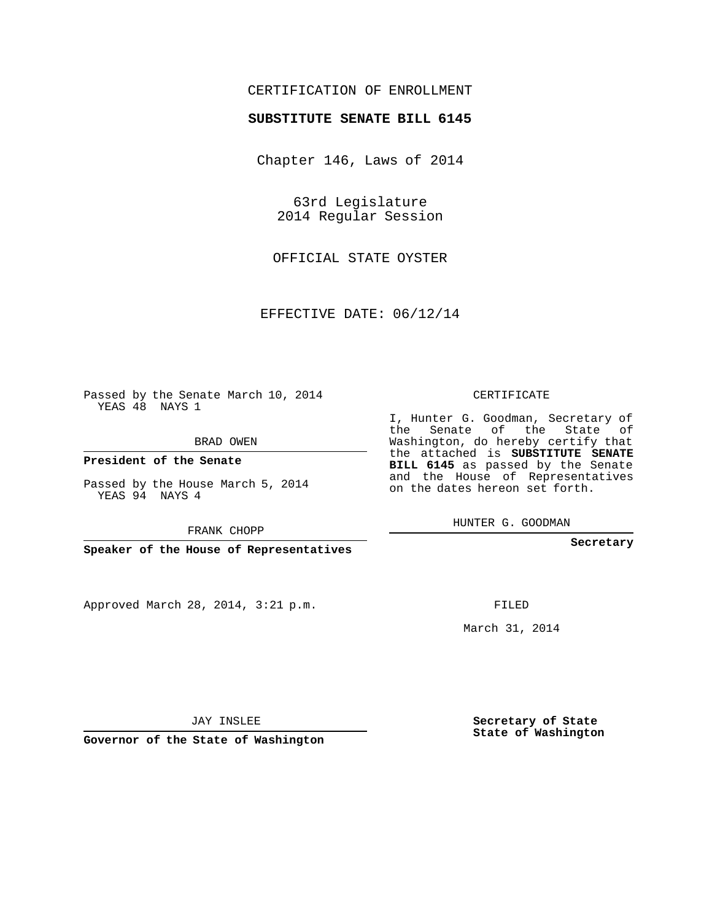CERTIFICATION OF ENROLLMENT

**SUBSTITUTE SENATE BILL 6145**

Chapter 146, Laws of 2014

63rd Legislature
2014 Regular Session

OFFICIAL STATE OYSTER

EFFECTIVE DATE: 06/12/14

Passed by the Senate March 10, 2014
YEAS 48 NAYS 1

BRAD OWEN

**President of the Senate**

Passed by the House March 5, 2014
YEAS 94 NAYS 4

FRANK CHOPP

**Speaker of the House of Representatives**

Approved March 28, 2014, 3:21 p.m.

JAY INSLEE

**Governor of the State of Washington**

CERTIFICATE

I, Hunter G. Goodman, Secretary of the Senate of the State of Washington, do hereby certify that the attached is **SUBSTITUTE SENATE BILL 6145** as passed by the Senate and the House of Representatives on the dates hereon set forth.

HUNTER G. GOODMAN

**Secretary**

FILED

March 31, 2014

**Secretary of State**
**State of Washington**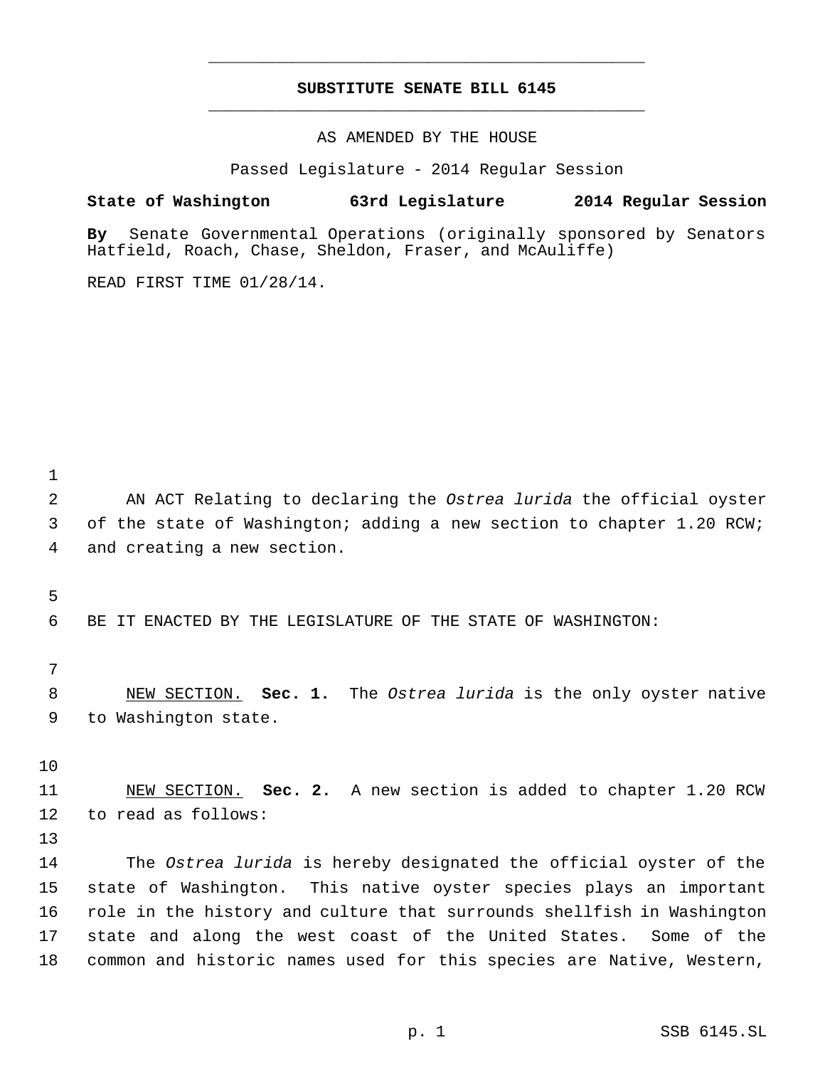# SUBSTITUTE SENATE BILL 6145

AS AMENDED BY THE HOUSE

Passed Legislature - 2014 Regular Session

**State of Washington 63rd Legislature 2014 Regular Session**

**By** Senate Governmental Operations (originally sponsored by Senators Hatfield, Roach, Chase, Sheldon, Fraser, and McAuliffe)

READ FIRST TIME 01/28/14.

AN ACT Relating to declaring the *Ostrea lurida* the official oyster of the state of Washington; adding a new section to chapter 1.20 RCW; and creating a new section.

BE IT ENACTED BY THE LEGISLATURE OF THE STATE OF WASHINGTON:

NEW SECTION. **Sec. 1.** The *Ostrea lurida* is the only oyster native to Washington state.

NEW SECTION. **Sec. 2.** A new section is added to chapter 1.20 RCW to read as follows:

The *Ostrea lurida* is hereby designated the official oyster of the state of Washington. This native oyster species plays an important role in the history and culture that surrounds shellfish in Washington state and along the west coast of the United States. Some of the common and historic names used for this species are Native, Western,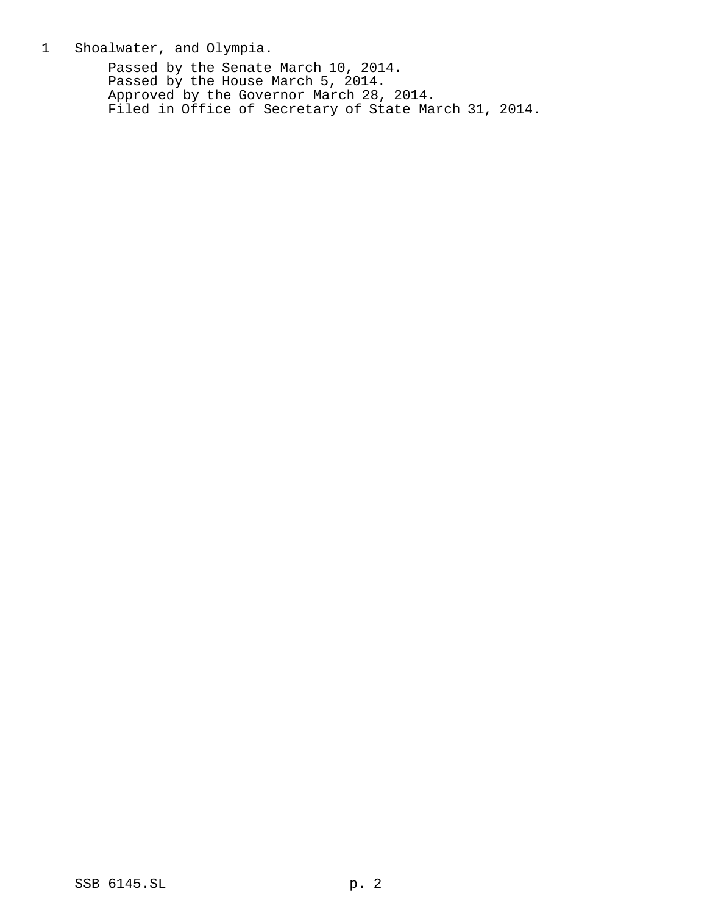Shoalwater, and Olympia.

Passed by the Senate March 10, 2014.
Passed by the House March 5, 2014.
Approved by the Governor March 28, 2014.
Filed in Office of Secretary of State March 31, 2014.